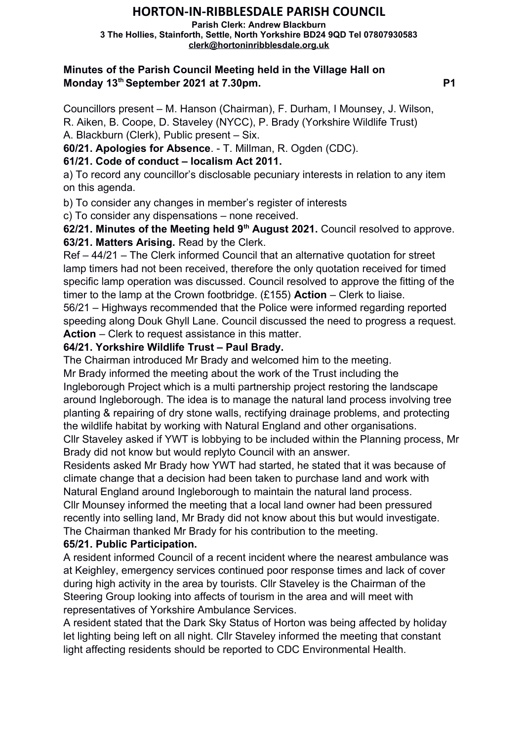# HORTON-IN-RIBBLESDALE PARISH COUNCIL

**Parish Clerk: Andrew Blackburn**
**3 The Hollies, Stainforth, Settle, North Yorkshire BD24 9QD Tel 07807930583**
**clerk@hortoninribblesdale.org.uk**

**Minutes of the Parish Council Meeting held in the Village Hall on Monday 13th September 2021 at 7.30pm.** **P1**

Councillors present – M. Hanson (Chairman), F. Durham, I Mounsey, J. Wilson, R. Aiken, B. Coope, D. Staveley (NYCC), P. Brady (Yorkshire Wildlife Trust) A. Blackburn (Clerk), Public present – Six.

**60/21. Apologies for Absence**. - T. Millman, R. Ogden (CDC).

**61/21. Code of conduct – localism Act 2011.**

a) To record any councillor's disclosable pecuniary interests in relation to any item on this agenda.

b) To consider any changes in member's register of interests

c) To consider any dispensations – none received.

**62/21. Minutes of the Meeting held 9th August 2021.** Council resolved to approve.

**63/21. Matters Arising.** Read by the Clerk.

Ref – 44/21 – The Clerk informed Council that an alternative quotation for street lamp timers had not been received, therefore the only quotation received for timed specific lamp operation was discussed. Council resolved to approve the fitting of the timer to the lamp at the Crown footbridge. (£155) **Action** – Clerk to liaise.

56/21 – Highways recommended that the Police were informed regarding reported speeding along Douk Ghyll Lane. Council discussed the need to progress a request. **Action** – Clerk to request assistance in this matter.

**64/21. Yorkshire Wildlife Trust – Paul Brady.**

The Chairman introduced Mr Brady and welcomed him to the meeting.

Mr Brady informed the meeting about the work of the Trust including the Ingleborough Project which is a multi partnership project restoring the landscape around Ingleborough. The idea is to manage the natural land process involving tree planting & repairing of dry stone walls, rectifying drainage problems, and protecting the wildlife habitat by working with Natural England and other organisations.

Cllr Staveley asked if YWT is lobbying to be included within the Planning process, Mr Brady did not know but would replyto Council with an answer.

Residents asked Mr Brady how YWT had started, he stated that it was because of climate change that a decision had been taken to purchase land and work with Natural England around Ingleborough to maintain the natural land process.

Cllr Mounsey informed the meeting that a local land owner had been pressured recently into selling land, Mr Brady did not know about this but would investigate.

The Chairman thanked Mr Brady for his contribution to the meeting.

**65/21. Public Participation.**

A resident informed Council of a recent incident where the nearest ambulance was at Keighley, emergency services continued poor response times and lack of cover during high activity in the area by tourists. Cllr Staveley is the Chairman of the Steering Group looking into affects of tourism in the area and will meet with representatives of Yorkshire Ambulance Services.

A resident stated that the Dark Sky Status of Horton was being affected by holiday let lighting being left on all night. Cllr Staveley informed the meeting that constant light affecting residents should be reported to CDC Environmental Health.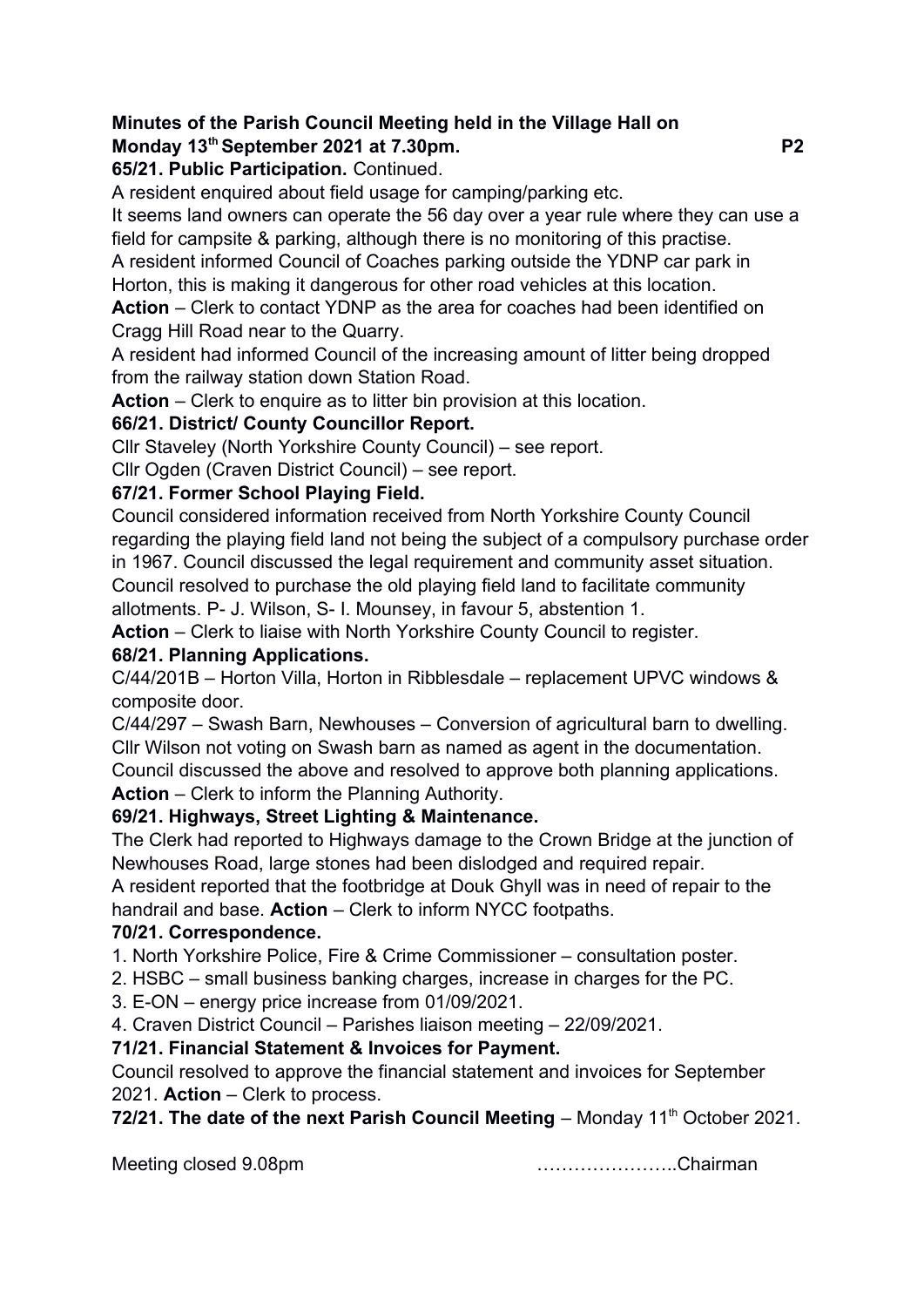**Minutes of the Parish Council Meeting held in the Village Hall on Monday 13th September 2021 at 7.30pm.**

**65/21. Public Participation.** Continued.

A resident enquired about field usage for camping/parking etc.

It seems land owners can operate the 56 day over a year rule where they can use a field for campsite & parking, although there is no monitoring of this practise.

A resident informed Council of Coaches parking outside the YDNP car park in Horton, this is making it dangerous for other road vehicles at this location.

**Action** – Clerk to contact YDNP as the area for coaches had been identified on Cragg Hill Road near to the Quarry.

A resident had informed Council of the increasing amount of litter being dropped from the railway station down Station Road.

**Action** – Clerk to enquire as to litter bin provision at this location.

**66/21. District/ County Councillor Report.**

Cllr Staveley (North Yorkshire County Council) – see report.

Cllr Ogden (Craven District Council) – see report.

**67/21. Former School Playing Field.**

Council considered information received from North Yorkshire County Council regarding the playing field land not being the subject of a compulsory purchase order in 1967. Council discussed the legal requirement and community asset situation. Council resolved to purchase the old playing field land to facilitate community allotments. P- J. Wilson, S- I. Mounsey, in favour 5, abstention 1.

**Action** – Clerk to liaise with North Yorkshire County Council to register.

**68/21. Planning Applications.**

C/44/201B – Horton Villa, Horton in Ribblesdale – replacement UPVC windows & composite door.

C/44/297 – Swash Barn, Newhouses – Conversion of agricultural barn to dwelling.

Cllr Wilson not voting on Swash barn as named as agent in the documentation.

Council discussed the above and resolved to approve both planning applications.

**Action** – Clerk to inform the Planning Authority.

**69/21. Highways, Street Lighting & Maintenance.**

The Clerk had reported to Highways damage to the Crown Bridge at the junction of Newhouses Road, large stones had been dislodged and required repair.

A resident reported that the footbridge at Douk Ghyll was in need of repair to the handrail and base. **Action** – Clerk to inform NYCC footpaths.

**70/21. Correspondence.**

1. North Yorkshire Police, Fire & Crime Commissioner – consultation poster.
2. HSBC – small business banking charges, increase in charges for the PC.
3. E-ON – energy price increase from 01/09/2021.
4. Craven District Council – Parishes liaison meeting – 22/09/2021.

**71/21. Financial Statement & Invoices for Payment.**

Council resolved to approve the financial statement and invoices for September 2021. **Action** – Clerk to process.

**72/21. The date of the next Parish Council Meeting** – Monday 11th October 2021.

Meeting closed 9.08pm …………………..Chairman